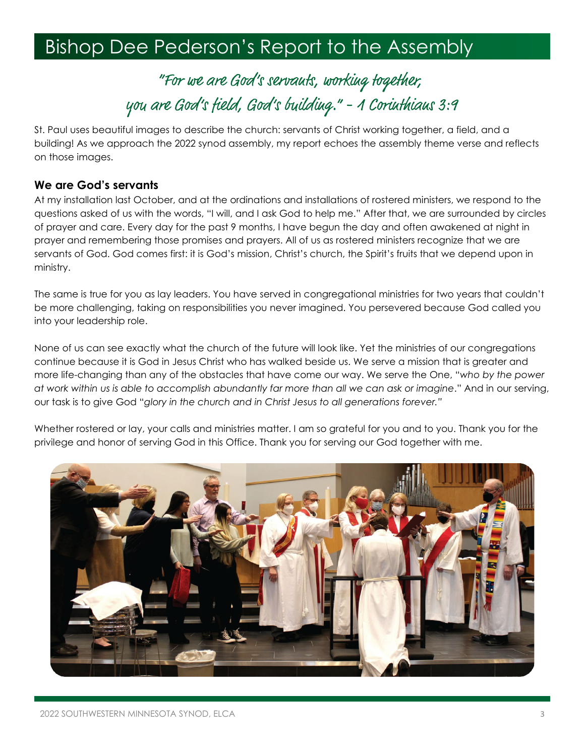# Bishop Dee Pederson's Report to the Assembly

*"For we are God's servants, working together, you are God's field, God's building." - 1 Corinthians 3:9*

St. Paul uses beautiful images to describe the church: servants of Christ working together, a field, and a building! As we approach the 2022 synod assembly, my report echoes the assembly theme verse and reflects on those images.

## We are God's servants

At my installation last October, and at the ordinations and installations of rostered ministers, we respond to the questions asked of us with the words, "I will, and I ask God to help me." After that, we are surrounded by circles of prayer and care. Every day for the past 9 months, I have begun the day and often awakened at night in prayer and remembering those promises and prayers. All of us as rostered ministers recognize that we are servants of God. God comes first: it is God's mission, Christ's church, the Spirit's fruits that we depend upon in ministry.

The same is true for you as lay leaders. You have served in congregational ministries for two years that couldn't be more challenging, taking on responsibilities you never imagined. You persevered because God called you into your leadership role.

None of us can see exactly what the church of the future will look like. Yet the ministries of our congregations continue because it is God in Jesus Christ who has walked beside us. We serve a mission that is greater and more life-changing than any of the obstacles that have come our way. We serve the One, "*who by the power at work within us is able to accomplish abundantly far more than all we can ask or imagine*." And in our serving, our task is to give God "*glory in the church and in Christ Jesus to all generations forever."*

Whether rostered or lay, your calls and ministries matter. I am so grateful for you and to you. Thank you for the privilege and honor of serving God in this Office. Thank you for serving our God together with me.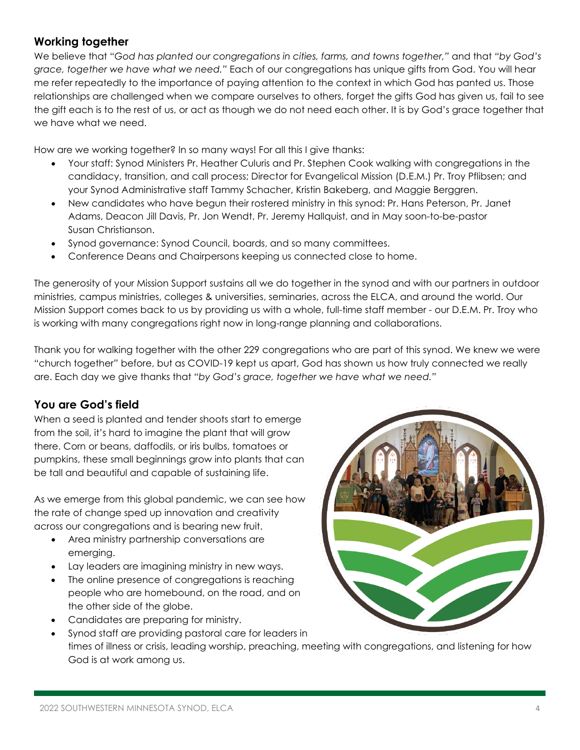## Working together

We believe that *"God has planted our congregations in cities, farms, and towns together,"* and that *"by God's grace, together we have what we need."* Each of our congregations has unique gifts from God. You will hear me refer repeatedly to the importance of paying attention to the context in which God has panted us. Those relationships are challenged when we compare ourselves to others, forget the gifts God has given us, fail to see the gift each is to the rest of us, or act as though we do not need each other. It is by God's grace together that we have what we need.

How are we working together? In so many ways! For all this I give thanks:

- Your staff: Synod Ministers Pr. Heather Culuris and Pr. Stephen Cook walking with congregations in the candidacy, transition, and call process; Director for Evangelical Mission (D.E.M.) Pr. Troy Pflibsen; and your Synod Administrative staff Tammy Schacher, Kristin Bakeberg, and Maggie Berggren.
- New candidates who have begun their rostered ministry in this synod: Pr. Hans Peterson, Pr. Janet Adams, Deacon Jill Davis, Pr. Jon Wendt, Pr. Jeremy Hallquist, and in May soon-to-be-pastor Susan Christianson.
- Synod governance: Synod Council, boards, and so many committees.
- Conference Deans and Chairpersons keeping us connected close to home.

The generosity of your Mission Support sustains all we do together in the synod and with our partners in outdoor ministries, campus ministries, colleges & universities, seminaries, across the ELCA, and around the world. Our Mission Support comes back to us by providing us with a whole, full-time staff member - our D.E.M. Pr. Troy who is working with many congregations right now in long-range planning and collaborations.

Thank you for walking together with the other 229 congregations who are part of this synod. We knew we were "church together" before, but as COVID-19 kept us apart, God has shown us how truly connected we really are. Each day we give thanks that *"by God's grace, together we have what we need."*

## You are God's field

When a seed is planted and tender shoots start to emerge from the soil, it's hard to imagine the plant that will grow there. Corn or beans, daffodils, or iris bulbs, tomatoes or pumpkins, these small beginnings grow into plants that can be tall and beautiful and capable of sustaining life.

As we emerge from this global pandemic, we can see how the rate of change sped up innovation and creativity across our congregations and is bearing new fruit.

- Area ministry partnership conversations are emerging.
- Lay leaders are imagining ministry in new ways.
- The online presence of congregations is reaching people who are homebound, on the road, and on the other side of the globe.
- Candidates are preparing for ministry.
- Synod staff are providing pastoral care for leaders in times of illness or crisis, leading worship, preaching, meeting with congregations, and listening for how God is at work among us.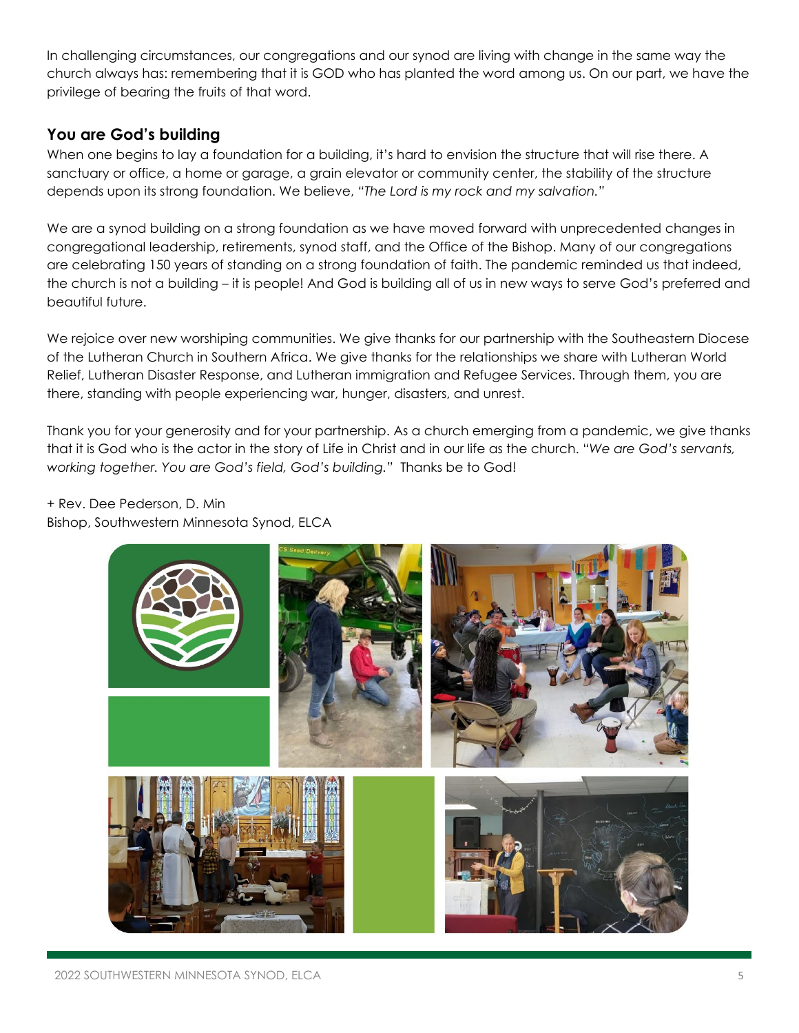In challenging circumstances, our congregations and our synod are living with change in the same way the church always has: remembering that it is GOD who has planted the word among us. On our part, we have the privilege of bearing the fruits of that word.

## You are God's building

When one begins to lay a foundation for a building, it's hard to envision the structure that will rise there. A sanctuary or office, a home or garage, a grain elevator or community center, the stability of the structure depends upon its strong foundation. We believe, *"The Lord is my rock and my salvation."*

We are a synod building on a strong foundation as we have moved forward with unprecedented changes in congregational leadership, retirements, synod staff, and the Office of the Bishop. Many of our congregations are celebrating 150 years of standing on a strong foundation of faith. The pandemic reminded us that indeed, the church is not a building – it is people! And God is building all of us in new ways to serve God's preferred and beautiful future.

We rejoice over new worshiping communities. We give thanks for our partnership with the Southeastern Diocese of the Lutheran Church in Southern Africa. We give thanks for the relationships we share with Lutheran World Relief, Lutheran Disaster Response, and Lutheran immigration and Refugee Services. Through them, you are there, standing with people experiencing war, hunger, disasters, and unrest.

Thank you for your generosity and for your partnership. As a church emerging from a pandemic, we give thanks that it is God who is the actor in the story of Life in Christ and in our life as the church. "*We are God's servants, working together. You are God's field, God's building.*" Thanks be to God!

+ Rev. Dee Pederson, D. Min
Bishop, Southwestern Minnesota Synod, ELCA